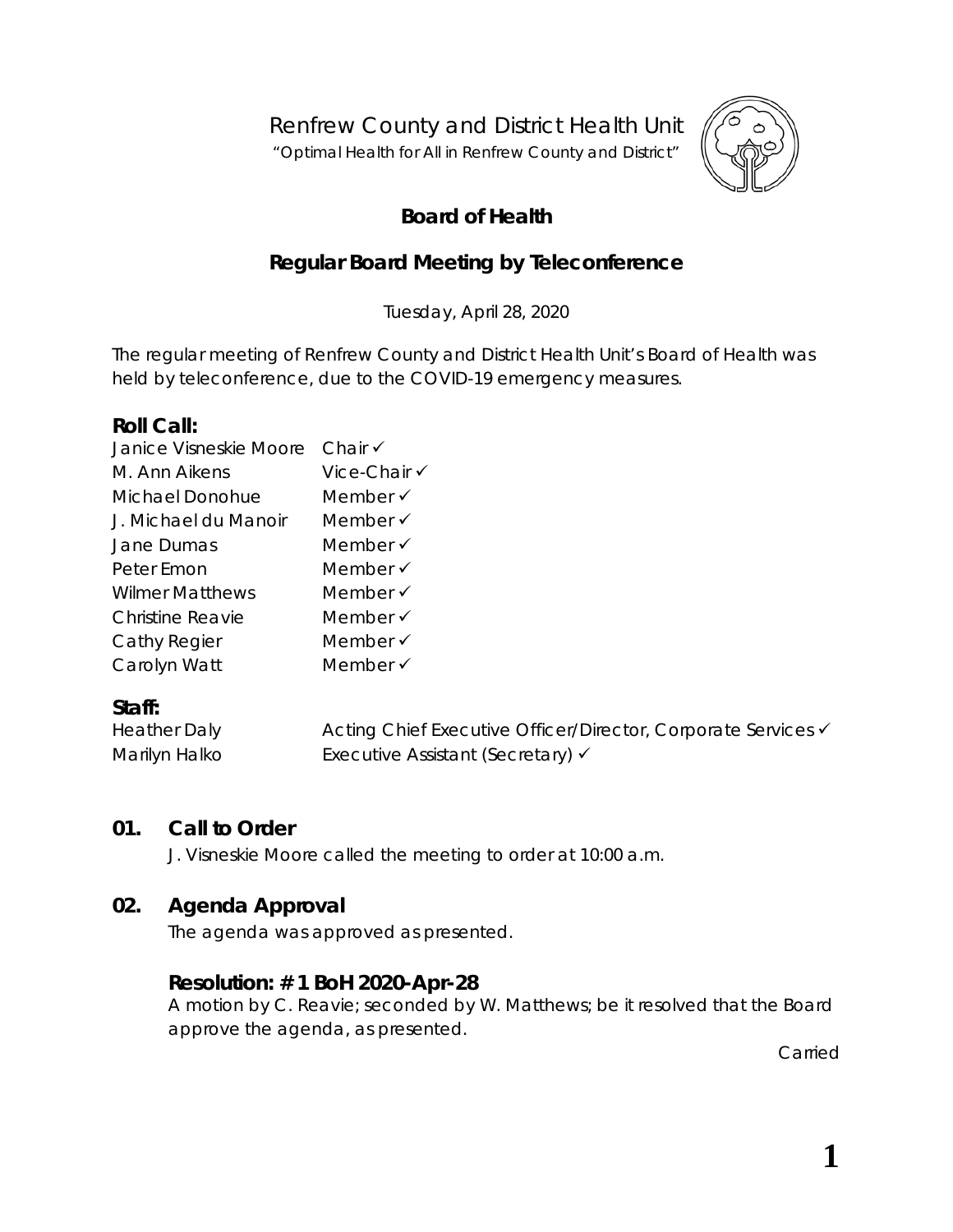Renfrew County and District Health Unit

"Optimal Health for All in Renfrew County and District"

# Board of Health

## Regular Board Meeting by Teleconference

Tuesday, April 28, 2020

The regular meeting of Renfrew County and District Health Unit's Board of Health was held by teleconference, due to the COVID-19 emergency measures.

### Roll Call:

| | |
|---|---|
| Janice Visneskie Moore | Chair ✓ |
| M. Ann Aikens | Vice-Chair ✓ |
| Michael Donohue | Member ✓ |
| J. Michael du Manoir | Member ✓ |
| Jane Dumas | Member ✓ |
| Peter Emon | Member ✓ |
| Wilmer Matthews | Member ✓ |
| Christine Reavie | Member ✓ |
| Cathy Regier | Member ✓ |
| Carolyn Watt | Member ✓ |

### Staff:

| | |
|---|---|
| Heather Daly | Acting Chief Executive Officer/Director, Corporate Services ✓ |
| Marilyn Halko | Executive Assistant (Secretary) ✓ |

## 01. Call to Order

J. Visneskie Moore called the meeting to order at 10:00 a.m.

## 02. Agenda Approval

The agenda was approved as presented.

### Resolution: # 1 BoH 2020-Apr-28

A motion by C. Reavie; seconded by W. Matthews; be it resolved that the Board approve the agenda, as presented.

Carried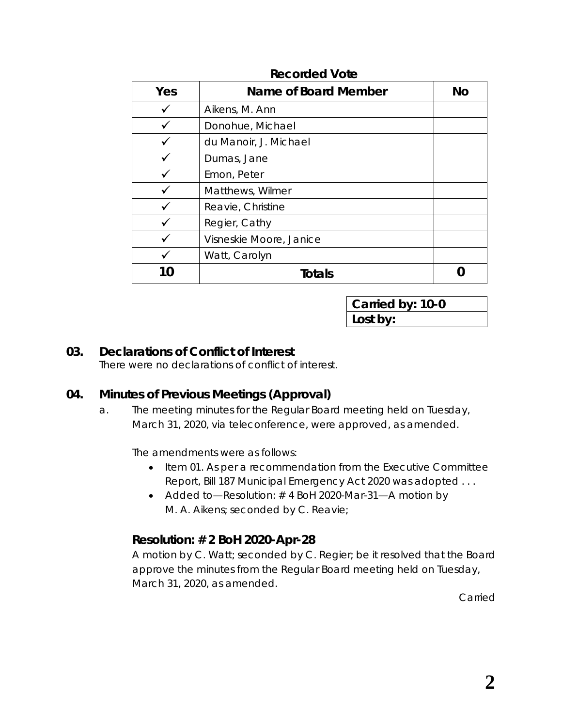**Recorded Vote**

| Yes | Name of Board Member | No |
|---|---|---|
| ✓ | Aikens, M. Ann | |
| ✓ | Donohue, Michael | |
| ✓ | du Manoir, J. Michael | |
| ✓ | Dumas, Jane | |
| ✓ | Emon, Peter | |
| ✓ | Matthews, Wilmer | |
| ✓ | Reavie, Christine | |
| ✓ | Regier, Cathy | |
| ✓ | Visneskie Moore, Janice | |
| ✓ | Watt, Carolyn | |
| **10** | **Totals** | **0** |

| **Carried by: 10-0** |
|---|
| **Lost by:** |

## 03. Declarations of Conflict of Interest

There were no declarations of conflict of interest.

## 04. Minutes of Previous Meetings (Approval)

a. The meeting minutes for the Regular Board meeting held on Tuesday, March 31, 2020, via teleconference, were approved, as amended.

The amendments were as follows:

- Item 01. As per a recommendation from the Executive Committee Report, Bill 187 Municipal Emergency Act 2020 was adopted . . .
- Added to—Resolution: # 4 BoH 2020-Mar-31—A motion by M. A. Aikens; seconded by C. Reavie;

### Resolution: # 2 BoH 2020-Apr-28

A motion by C. Watt; seconded by C. Regier; be it resolved that the Board approve the minutes from the Regular Board meeting held on Tuesday, March 31, 2020, as amended.

Carried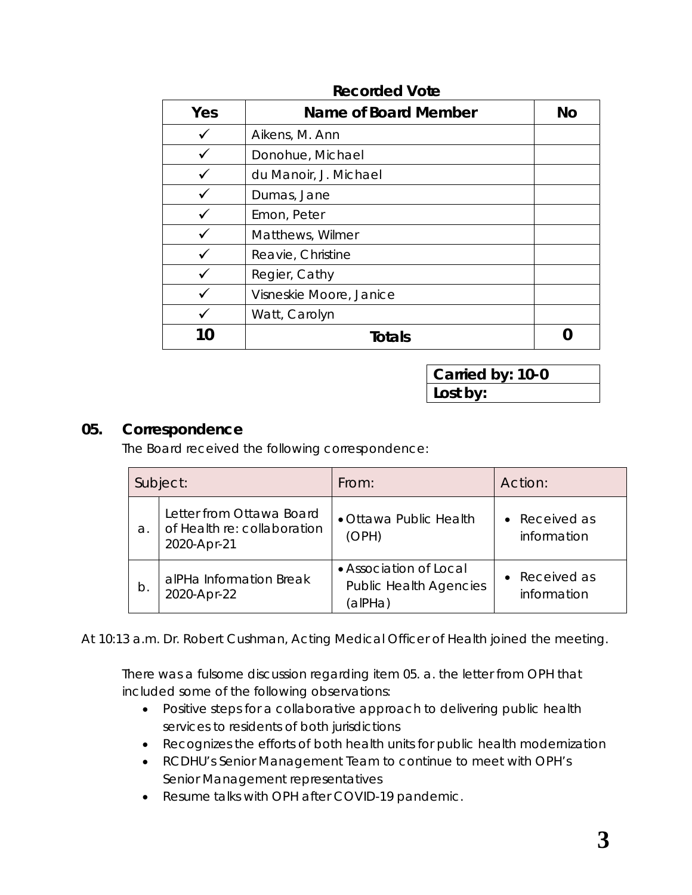**Recorded Vote**

| Yes | Name of Board Member | No |
|---|---|---|
| ✓ | Aikens, M. Ann | |
| ✓ | Donohue, Michael | |
| ✓ | du Manoir, J. Michael | |
| ✓ | Dumas, Jane | |
| ✓ | Emon, Peter | |
| ✓ | Matthews, Wilmer | |
| ✓ | Reavie, Christine | |
| ✓ | Regier, Cathy | |
| ✓ | Visneskie Moore, Janice | |
| ✓ | Watt, Carolyn | |
| **10** | **Totals** | **0** |

| **Carried by: 10-0** |
|---|
| **Lost by:** |

## 05. Correspondence

The Board received the following correspondence:

| Subject: | | From: | Action: |
|---|---|---|---|
| a. | Letter from Ottawa Board of Health re: collaboration 2020-Apr-21 | • Ottawa Public Health (OPH) | • Received as information |
| b. | alPHa Information Break 2020-Apr-22 | • Association of Local Public Health Agencies (alPHa) | • Received as information |

At 10:13 a.m. Dr. Robert Cushman, Acting Medical Officer of Health joined the meeting.

There was a fulsome discussion regarding item 05. a. the letter from OPH that included some of the following observations:

- Positive steps for a collaborative approach to delivering public health services to residents of both jurisdictions
- Recognizes the efforts of both health units for public health modernization
- RCDHU's Senior Management Team to continue to meet with OPH's Senior Management representatives
- Resume talks with OPH after COVID-19 pandemic.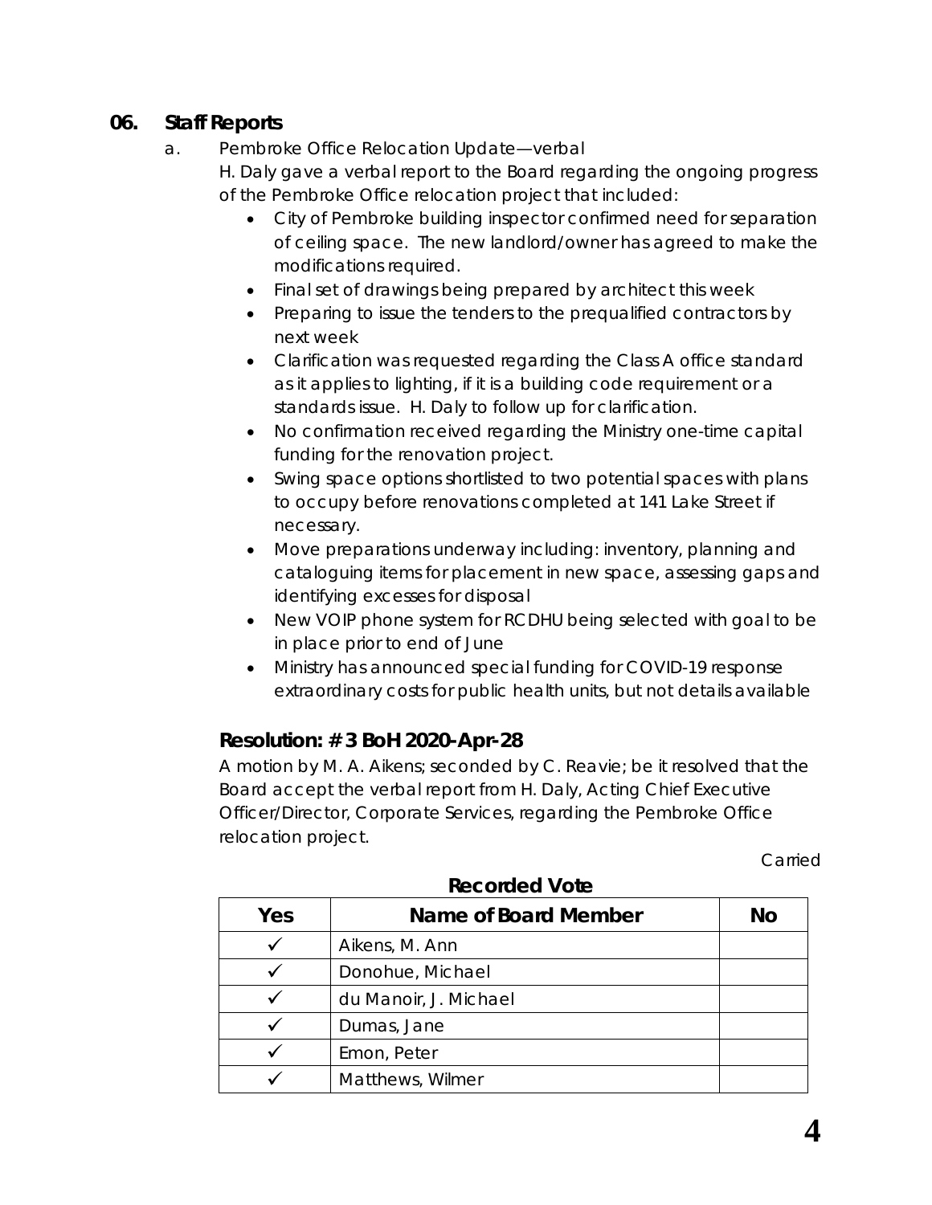## 06. Staff Reports

a. *Pembroke Office Relocation Update—verbal*

*H. Daly gave a verbal report to the Board regarding the ongoing progress of the Pembroke Office relocation project that included:*

- *City of Pembroke building inspector confirmed need for separation of ceiling space. The new landlord/owner has agreed to make the modifications required.*
- *Final set of drawings being prepared by architect this week*
- *Preparing to issue the tenders to the prequalified contractors by next week*
- *Clarification was requested regarding the Class A office standard as it applies to lighting, if it is a building code requirement or a standards issue. H. Daly to follow up for clarification.*
- *No confirmation received regarding the Ministry one-time capital funding for the renovation project.*
- *Swing space options shortlisted to two potential spaces with plans to occupy before renovations completed at 141 Lake Street if necessary.*
- *Move preparations underway including: inventory, planning and cataloguing items for placement in new space, assessing gaps and identifying excesses for disposal*
- *New VOIP phone system for RCDHU being selected with goal to be in place prior to end of June*
- *Ministry has announced special funding for COVID-19 response extraordinary costs for public health units, but not details available*

### Resolution: # 3 BoH 2020-Apr-28

A motion by M. A. Aikens; seconded by C. Reavie; be it resolved that the Board accept the verbal report from H. Daly, Acting Chief Executive Officer/Director, Corporate Services, regarding the Pembroke Office relocation project.

Carried

**Recorded Vote**

| Yes | Name of Board Member | No |
|---|---|---|
| ✓ | Aikens, M. Ann | |
| ✓ | Donohue, Michael | |
| ✓ | du Manoir, J. Michael | |
| ✓ | Dumas, Jane | |
| ✓ | Emon, Peter | |
| ✓ | Matthews, Wilmer | |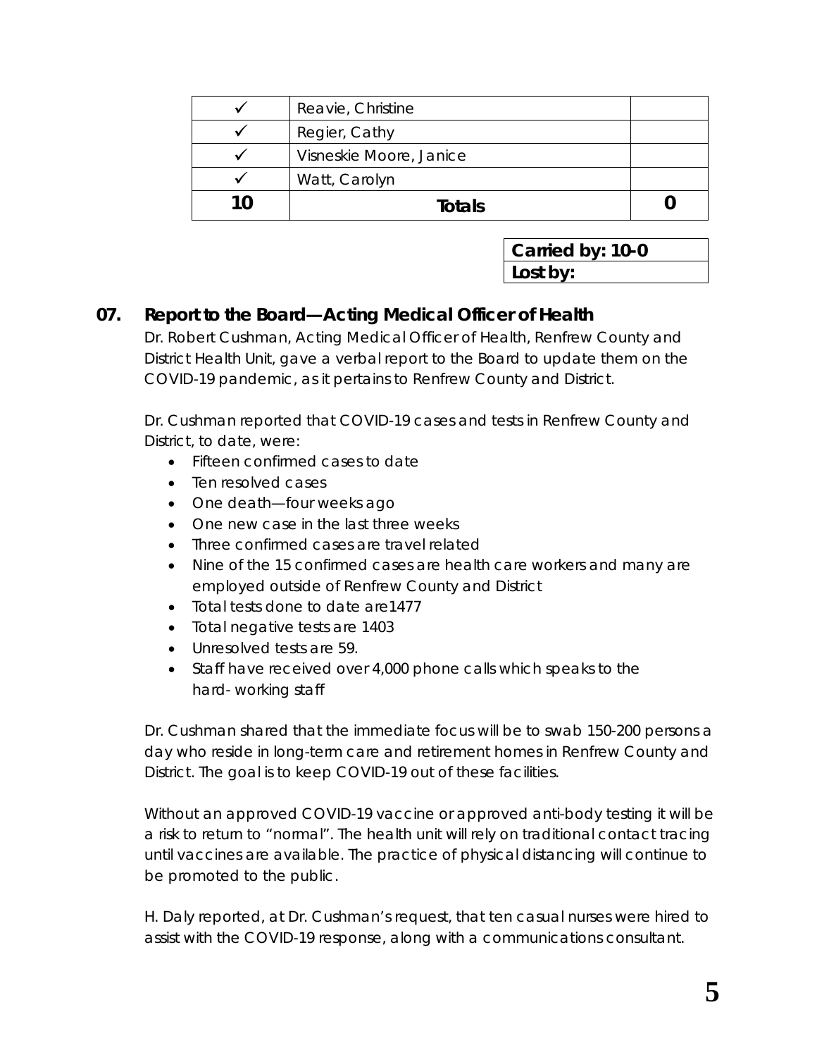| | | |
|---|---|---|
| ✓ | Reavie, Christine | |
| ✓ | Regier, Cathy | |
| ✓ | Visneskie Moore, Janice | |
| ✓ | Watt, Carolyn | |
| **10** | **Totals** | **0** |

| |
|---|
| **Carried by: 10-0** |
| **Lost by:** |

## 07. Report to the Board—Acting Medical Officer of Health

Dr. Robert Cushman, Acting Medical Officer of Health, Renfrew County and District Health Unit, gave a verbal report to the Board to update them on the COVID-19 pandemic, as it pertains to Renfrew County and District.

Dr. Cushman reported that COVID-19 cases and tests in Renfrew County and District, to date, were:

- Fifteen confirmed cases to date
- Ten resolved cases
- One death—four weeks ago
- One new case in the last three weeks
- Three confirmed cases are travel related
- Nine of the 15 confirmed cases are health care workers and many are employed outside of Renfrew County and District
- Total tests done to date are1477
- Total negative tests are 1403
- Unresolved tests are 59.
- Staff have received over 4,000 phone calls which speaks to the hard- working staff

Dr. Cushman shared that the immediate focus will be to swab 150-200 persons a day who reside in long-term care and retirement homes in Renfrew County and District. The goal is to keep COVID-19 out of these facilities.

Without an approved COVID-19 vaccine or approved anti-body testing it will be a risk to return to "normal". The health unit will rely on traditional contact tracing until vaccines are available. The practice of physical distancing will continue to be promoted to the public.

H. Daly reported, at Dr. Cushman's request, that ten casual nurses were hired to assist with the COVID-19 response, along with a communications consultant.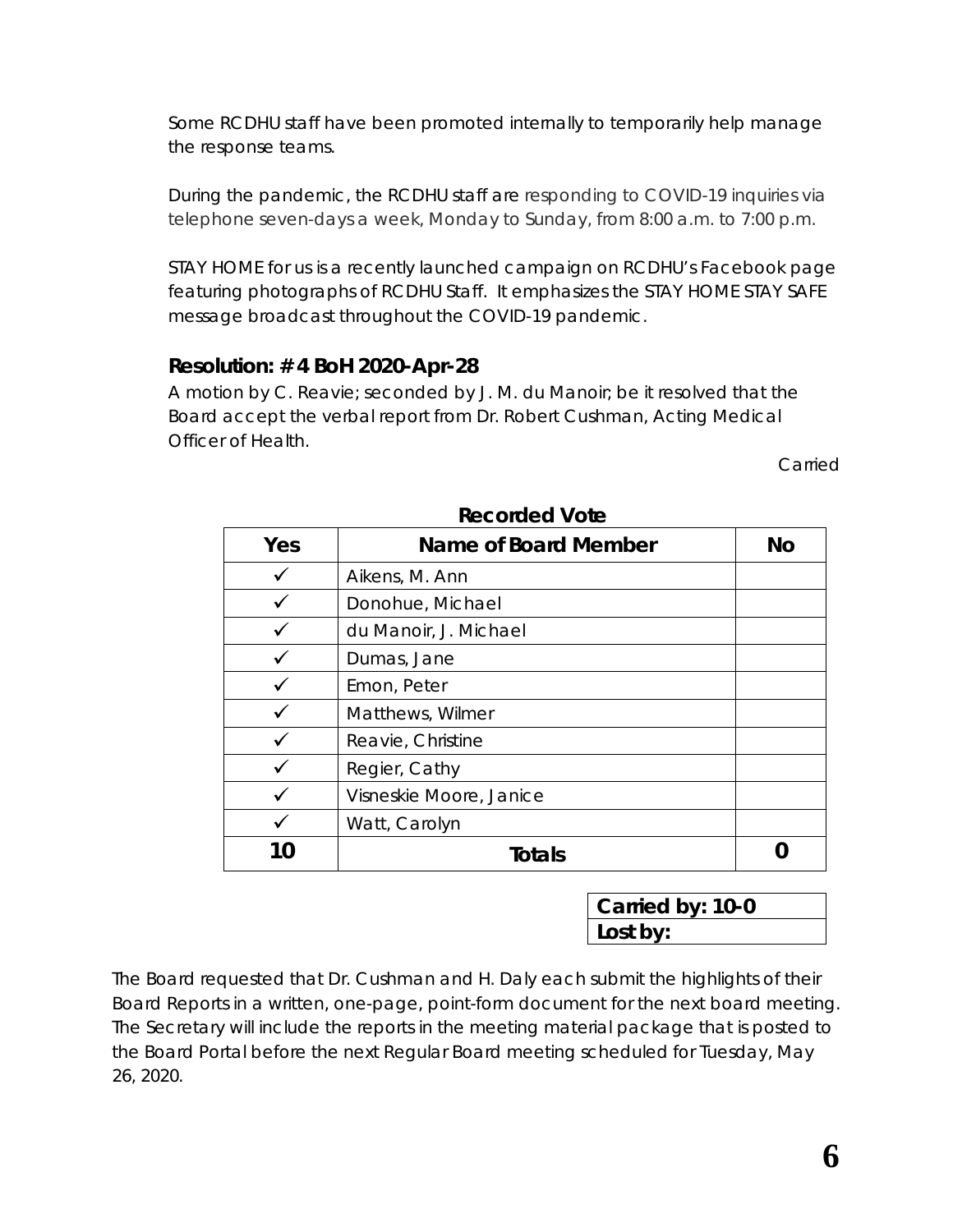Some RCDHU staff have been promoted internally to temporarily help manage the response teams.

During the pandemic, the RCDHU staff are responding to COVID-19 inquiries via telephone seven-days a week, Monday to Sunday, from 8:00 a.m. to 7:00 p.m.

STAY HOME for us is a recently launched campaign on RCDHU's Facebook page featuring photographs of RCDHU Staff. It emphasizes the STAY HOME STAY SAFE message broadcast throughout the COVID-19 pandemic.

### Resolution: # 4 BoH 2020-Apr-28

A motion by C. Reavie; seconded by J. M. du Manoir; be it resolved that the Board accept the verbal report from Dr. Robert Cushman, Acting Medical Officer of Health.

Carried

**Recorded Vote**

| Yes | Name of Board Member | No |
|---|---|---|
| ✓ | Aikens, M. Ann | |
| ✓ | Donohue, Michael | |
| ✓ | du Manoir, J. Michael | |
| ✓ | Dumas, Jane | |
| ✓ | Emon, Peter | |
| ✓ | Matthews, Wilmer | |
| ✓ | Reavie, Christine | |
| ✓ | Regier, Cathy | |
| ✓ | Visneskie Moore, Janice | |
| ✓ | Watt, Carolyn | |
| **10** | **Totals** | **0** |

| **Carried by: 10-0** |
|---|
| **Lost by:** |

The Board requested that Dr. Cushman and H. Daly each submit the highlights of their Board Reports in a written, one-page, point-form document for the next board meeting. The Secretary will include the reports in the meeting material package that is posted to the Board Portal before the next Regular Board meeting scheduled for Tuesday, May 26, 2020.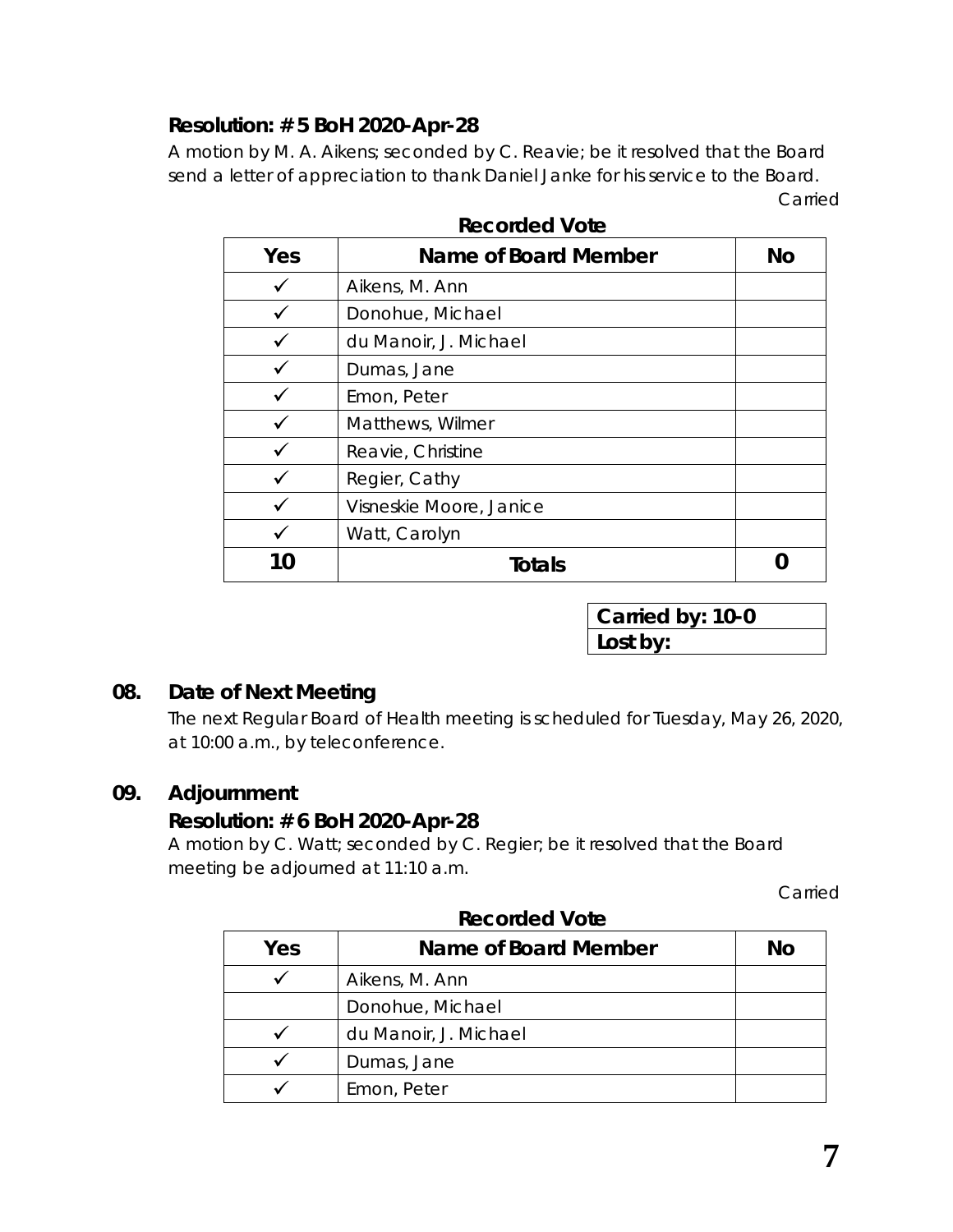### Resolution: # 5 BoH 2020-Apr-28

A motion by M. A. Aikens; seconded by C. Reavie; be it resolved that the Board send a letter of appreciation to thank Daniel Janke for his service to the Board.

Carried

**Recorded Vote**

| Yes | Name of Board Member | No |
|---|---|---|
| ✓ | Aikens, M. Ann | |
| ✓ | Donohue, Michael | |
| ✓ | du Manoir, J. Michael | |
| ✓ | Dumas, Jane | |
| ✓ | Emon, Peter | |
| ✓ | Matthews, Wilmer | |
| ✓ | Reavie, Christine | |
| ✓ | Regier, Cathy | |
| ✓ | Visneskie Moore, Janice | |
| ✓ | Watt, Carolyn | |
| **10** | **Totals** | **0** |

| **Carried by: 10-0** |
|---|
| **Lost by:** |

## 08. Date of Next Meeting

The next Regular Board of Health meeting is scheduled for Tuesday, May 26, 2020, at 10:00 a.m., by teleconference.

## 09. Adjournment

### Resolution: # 6 BoH 2020-Apr-28

A motion by C. Watt; seconded by C. Regier; be it resolved that the Board meeting be adjourned at 11:10 a.m.

Carried

**Recorded Vote**

| Yes | Name of Board Member | No |
|---|---|---|
| ✓ | Aikens, M. Ann | |
| | Donohue, Michael | |
| ✓ | du Manoir, J. Michael | |
| ✓ | Dumas, Jane | |
| ✓ | Emon, Peter | |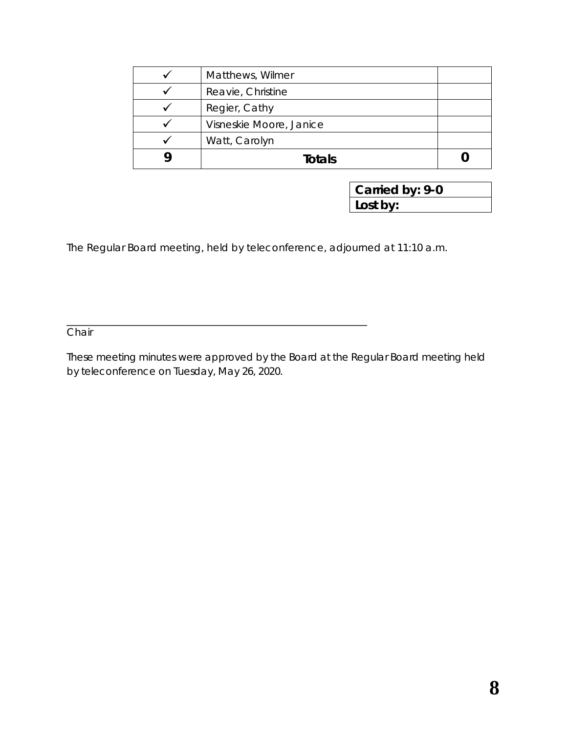| | | |
|---|---|---|
| ✓ | Matthews, Wilmer | |
| ✓ | Reavie, Christine | |
| ✓ | Regier, Cathy | |
| ✓ | Visneskie Moore, Janice | |
| ✓ | Watt, Carolyn | |
| **9** | **Totals** | **0** |

| |
|---|
| **Carried by: 9-0** |
| **Lost by:** |

The Regular Board meeting, held by teleconference, adjourned at 11:10 a.m.

\_\_\_\_\_\_\_\_\_\_\_\_\_\_\_\_\_\_\_\_\_\_\_\_\_\_\_\_\_\_\_\_\_\_\_\_\_\_\_\_\_\_\_\_\_\_\_\_\_\_\_\_\_\_

Chair

These meeting minutes were approved by the Board at the Regular Board meeting held by teleconference on Tuesday, May 26, 2020.